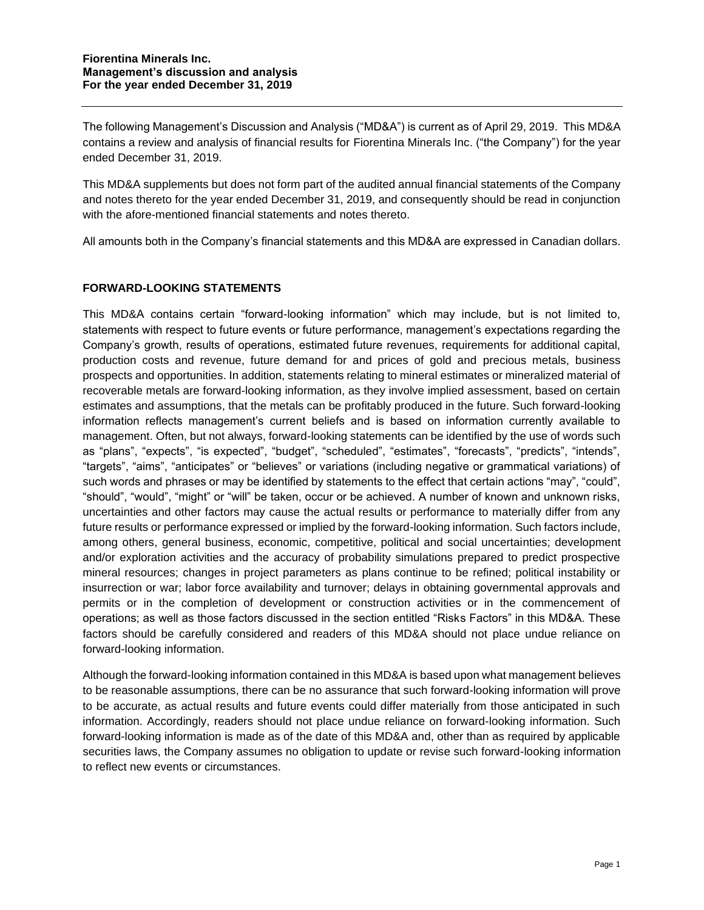**Fiorentina Minerals Inc.**
**Management's discussion and analysis**
**For the year ended December 31, 2019**

The following Management's Discussion and Analysis ("MD&A") is current as of April 29, 2019. This MD&A contains a review and analysis of financial results for Fiorentina Minerals Inc. ("the Company") for the year ended December 31, 2019.

This MD&A supplements but does not form part of the audited annual financial statements of the Company and notes thereto for the year ended December 31, 2019, and consequently should be read in conjunction with the afore-mentioned financial statements and notes thereto.

All amounts both in the Company's financial statements and this MD&A are expressed in Canadian dollars.

## FORWARD-LOOKING STATEMENTS

This MD&A contains certain "forward-looking information" which may include, but is not limited to, statements with respect to future events or future performance, management's expectations regarding the Company's growth, results of operations, estimated future revenues, requirements for additional capital, production costs and revenue, future demand for and prices of gold and precious metals, business prospects and opportunities. In addition, statements relating to mineral estimates or mineralized material of recoverable metals are forward-looking information, as they involve implied assessment, based on certain estimates and assumptions, that the metals can be profitably produced in the future. Such forward-looking information reflects management's current beliefs and is based on information currently available to management. Often, but not always, forward-looking statements can be identified by the use of words such as "plans", "expects", "is expected", "budget", "scheduled", "estimates", "forecasts", "predicts", "intends", "targets", "aims", "anticipates" or "believes" or variations (including negative or grammatical variations) of such words and phrases or may be identified by statements to the effect that certain actions "may", "could", "should", "would", "might" or "will" be taken, occur or be achieved. A number of known and unknown risks, uncertainties and other factors may cause the actual results or performance to materially differ from any future results or performance expressed or implied by the forward-looking information. Such factors include, among others, general business, economic, competitive, political and social uncertainties; development and/or exploration activities and the accuracy of probability simulations prepared to predict prospective mineral resources; changes in project parameters as plans continue to be refined; political instability or insurrection or war; labor force availability and turnover; delays in obtaining governmental approvals and permits or in the completion of development or construction activities or in the commencement of operations; as well as those factors discussed in the section entitled "Risks Factors" in this MD&A. These factors should be carefully considered and readers of this MD&A should not place undue reliance on forward-looking information.

Although the forward-looking information contained in this MD&A is based upon what management believes to be reasonable assumptions, there can be no assurance that such forward-looking information will prove to be accurate, as actual results and future events could differ materially from those anticipated in such information. Accordingly, readers should not place undue reliance on forward-looking information. Such forward-looking information is made as of the date of this MD&A and, other than as required by applicable securities laws, the Company assumes no obligation to update or revise such forward-looking information to reflect new events or circumstances.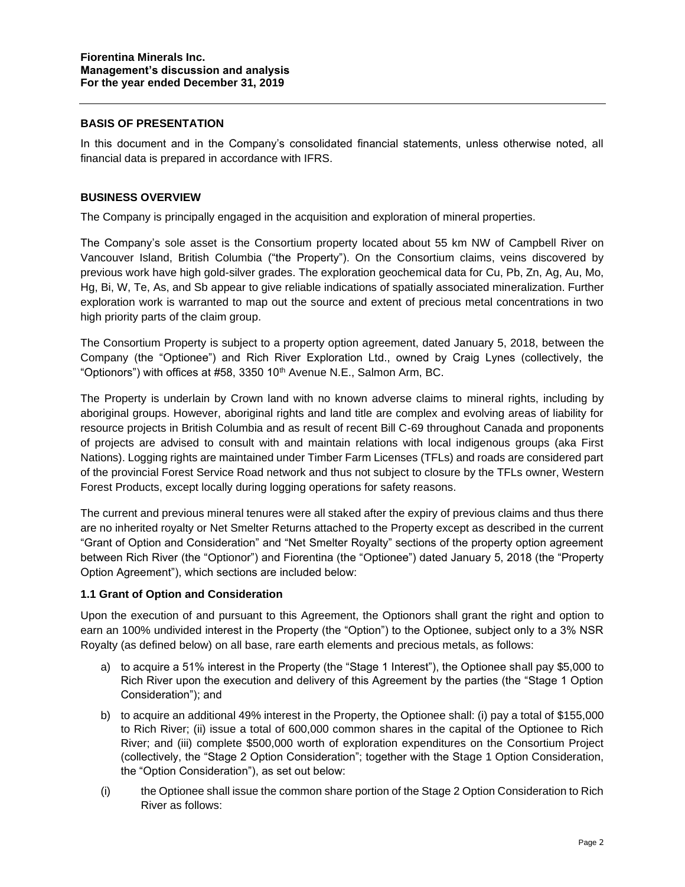## BASIS OF PRESENTATION

In this document and in the Company's consolidated financial statements, unless otherwise noted, all financial data is prepared in accordance with IFRS.

## BUSINESS OVERVIEW

The Company is principally engaged in the acquisition and exploration of mineral properties.

The Company's sole asset is the Consortium property located about 55 km NW of Campbell River on Vancouver Island, British Columbia ("the Property"). On the Consortium claims, veins discovered by previous work have high gold-silver grades. The exploration geochemical data for Cu, Pb, Zn, Ag, Au, Mo, Hg, Bi, W, Te, As, and Sb appear to give reliable indications of spatially associated mineralization. Further exploration work is warranted to map out the source and extent of precious metal concentrations in two high priority parts of the claim group.

The Consortium Property is subject to a property option agreement, dated January 5, 2018, between the Company (the "Optionee") and Rich River Exploration Ltd., owned by Craig Lynes (collectively, the "Optionors") with offices at #58, 3350 10th Avenue N.E., Salmon Arm, BC.

The Property is underlain by Crown land with no known adverse claims to mineral rights, including by aboriginal groups. However, aboriginal rights and land title are complex and evolving areas of liability for resource projects in British Columbia and as result of recent Bill C-69 throughout Canada and proponents of projects are advised to consult with and maintain relations with local indigenous groups (aka First Nations). Logging rights are maintained under Timber Farm Licenses (TFLs) and roads are considered part of the provincial Forest Service Road network and thus not subject to closure by the TFLs owner, Western Forest Products, except locally during logging operations for safety reasons.

The current and previous mineral tenures were all staked after the expiry of previous claims and thus there are no inherited royalty or Net Smelter Returns attached to the Property except as described in the current "Grant of Option and Consideration" and "Net Smelter Royalty" sections of the property option agreement between Rich River (the "Optionor") and Fiorentina (the "Optionee") dated January 5, 2018 (the "Property Option Agreement"), which sections are included below:

### 1.1 Grant of Option and Consideration

Upon the execution of and pursuant to this Agreement, the Optionors shall grant the right and option to earn an 100% undivided interest in the Property (the "Option") to the Optionee, subject only to a 3% NSR Royalty (as defined below) on all base, rare earth elements and precious metals, as follows:

a) to acquire a 51% interest in the Property (the "Stage 1 Interest"), the Optionee shall pay $5,000 to Rich River upon the execution and delivery of this Agreement by the parties (the "Stage 1 Option Consideration"); and

b) to acquire an additional 49% interest in the Property, the Optionee shall: (i) pay a total of $155,000 to Rich River; (ii) issue a total of 600,000 common shares in the capital of the Optionee to Rich River; and (iii) complete $500,000 worth of exploration expenditures on the Consortium Project (collectively, the "Stage 2 Option Consideration"; together with the Stage 1 Option Consideration, the "Option Consideration"), as set out below:

(i) the Optionee shall issue the common share portion of the Stage 2 Option Consideration to Rich River as follows: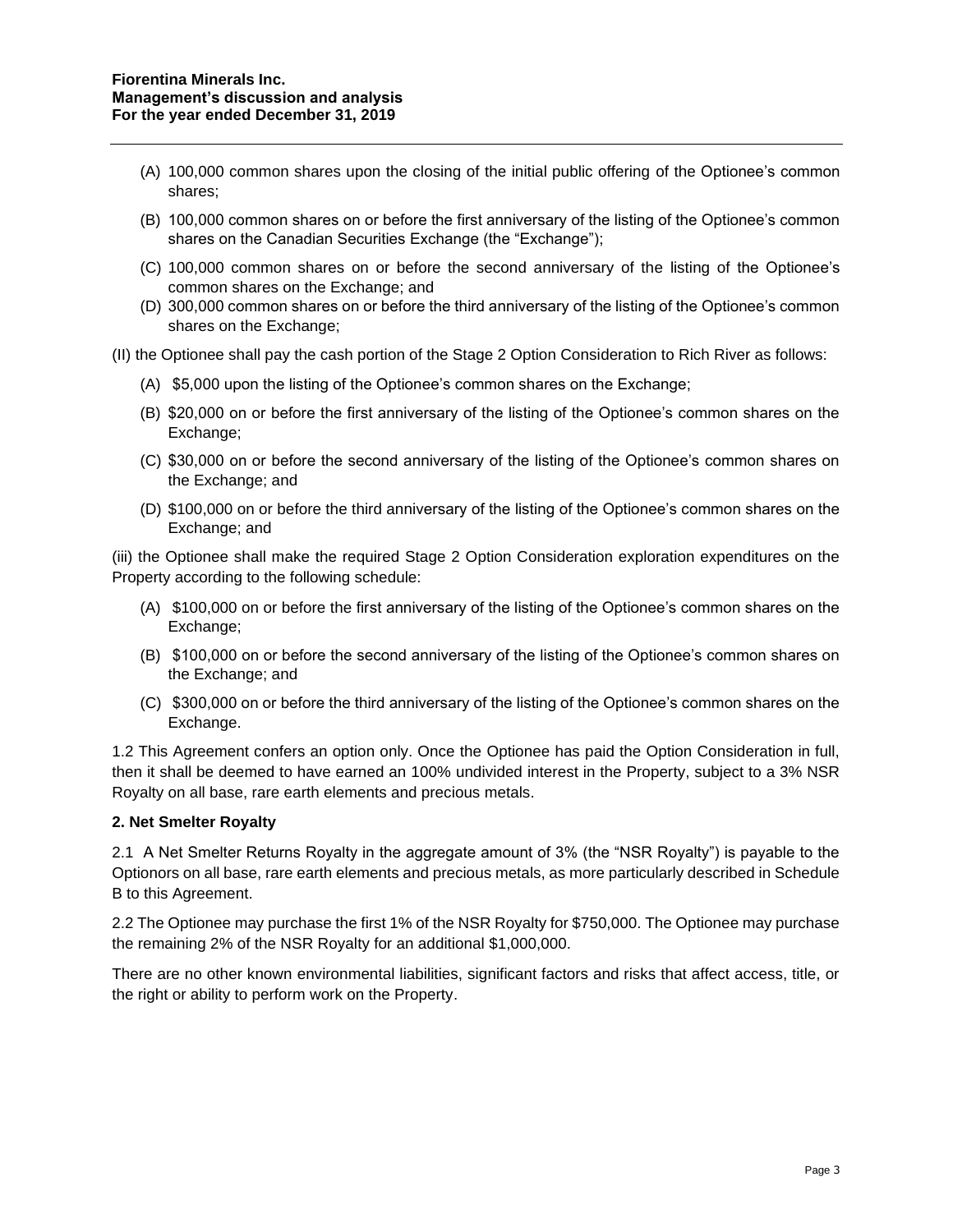(A) 100,000 common shares upon the closing of the initial public offering of the Optionee's common shares;

(B) 100,000 common shares on or before the first anniversary of the listing of the Optionee's common shares on the Canadian Securities Exchange (the "Exchange");

(C) 100,000 common shares on or before the second anniversary of the listing of the Optionee's common shares on the Exchange; and

(D) 300,000 common shares on or before the third anniversary of the listing of the Optionee's common shares on the Exchange;

(II) the Optionee shall pay the cash portion of the Stage 2 Option Consideration to Rich River as follows:

(A) $5,000 upon the listing of the Optionee's common shares on the Exchange;

(B) $20,000 on or before the first anniversary of the listing of the Optionee's common shares on the Exchange;

(C) $30,000 on or before the second anniversary of the listing of the Optionee's common shares on the Exchange; and

(D) $100,000 on or before the third anniversary of the listing of the Optionee's common shares on the Exchange; and

(iii) the Optionee shall make the required Stage 2 Option Consideration exploration expenditures on the Property according to the following schedule:

(A) $100,000 on or before the first anniversary of the listing of the Optionee's common shares on the Exchange;

(B) $100,000 on or before the second anniversary of the listing of the Optionee's common shares on the Exchange; and

(C) $300,000 on or before the third anniversary of the listing of the Optionee's common shares on the Exchange.

1.2 This Agreement confers an option only. Once the Optionee has paid the Option Consideration in full, then it shall be deemed to have earned an 100% undivided interest in the Property, subject to a 3% NSR Royalty on all base, rare earth elements and precious metals.

**2. Net Smelter Royalty**

2.1 A Net Smelter Returns Royalty in the aggregate amount of 3% (the "NSR Royalty") is payable to the Optionors on all base, rare earth elements and precious metals, as more particularly described in Schedule B to this Agreement.

2.2 The Optionee may purchase the first 1% of the NSR Royalty for $750,000. The Optionee may purchase the remaining 2% of the NSR Royalty for an additional $1,000,000.

There are no other known environmental liabilities, significant factors and risks that affect access, title, or the right or ability to perform work on the Property.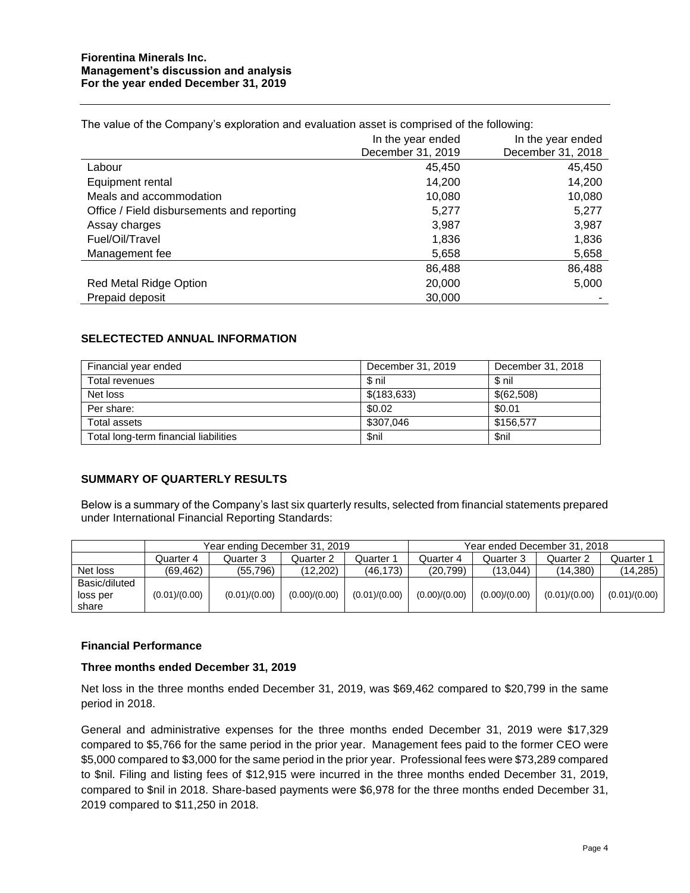The value of the Company's exploration and evaluation asset is comprised of the following:

| | In the year ended December 31, 2019 | In the year ended December 31, 2018 |
|---|---|---|
| Labour | 45,450 | 45,450 |
| Equipment rental | 14,200 | 14,200 |
| Meals and accommodation | 10,080 | 10,080 |
| Office / Field disbursements and reporting | 5,277 | 5,277 |
| Assay charges | 3,987 | 3,987 |
| Fuel/Oil/Travel | 1,836 | 1,836 |
| Management fee | 5,658 | 5,658 |
| | 86,488 | 86,488 |
| Red Metal Ridge Option | 20,000 | 5,000 |
| Prepaid deposit | 30,000 | - |

## SELECTECTED ANNUAL INFORMATION

| Financial year ended | December 31, 2019 | December 31, 2018 |
|---|---|---|
| Total revenues | $ nil | $ nil |
| Net loss | $(183,633) | $(62,508) |
| Per share: | $0.02 | $0.01 |
| Total assets | $307,046 | $156,577 |
| Total long-term financial liabilities | $nil | $nil |

## SUMMARY OF QUARTERLY RESULTS

Below is a summary of the Company's last six quarterly results, selected from financial statements prepared under International Financial Reporting Standards:

| | Year ending December 31, 2019 | | | | Year ended December 31, 2018 | | | |
|---|---|---|---|---|---|---|---|---|
| | Quarter 4 | Quarter 3 | Quarter 2 | Quarter 1 | Quarter 4 | Quarter 3 | Quarter 2 | Quarter 1 |
| Net loss | (69,462) | (55,796) | (12,202) | (46,173) | (20,799) | (13,044) | (14,380) | (14,285) |
| Basic/diluted loss per share | (0.01)/(0.00) | (0.01)/(0.00) | (0.00)/(0.00) | (0.01)/(0.00) | (0.00)/(0.00) | (0.00)/(0.00) | (0.01)/(0.00) | (0.01)/(0.00) |

### Financial Performance

### Three months ended December 31, 2019

Net loss in the three months ended December 31, 2019, was $69,462 compared to $20,799 in the same period in 2018.

General and administrative expenses for the three months ended December 31, 2019 were $17,329 compared to $5,766 for the same period in the prior year. Management fees paid to the former CEO were $5,000 compared to $3,000 for the same period in the prior year. Professional fees were $73,289 compared to $nil. Filing and listing fees of $12,915 were incurred in the three months ended December 31, 2019, compared to $nil in 2018. Share-based payments were $6,978 for the three months ended December 31, 2019 compared to $11,250 in 2018.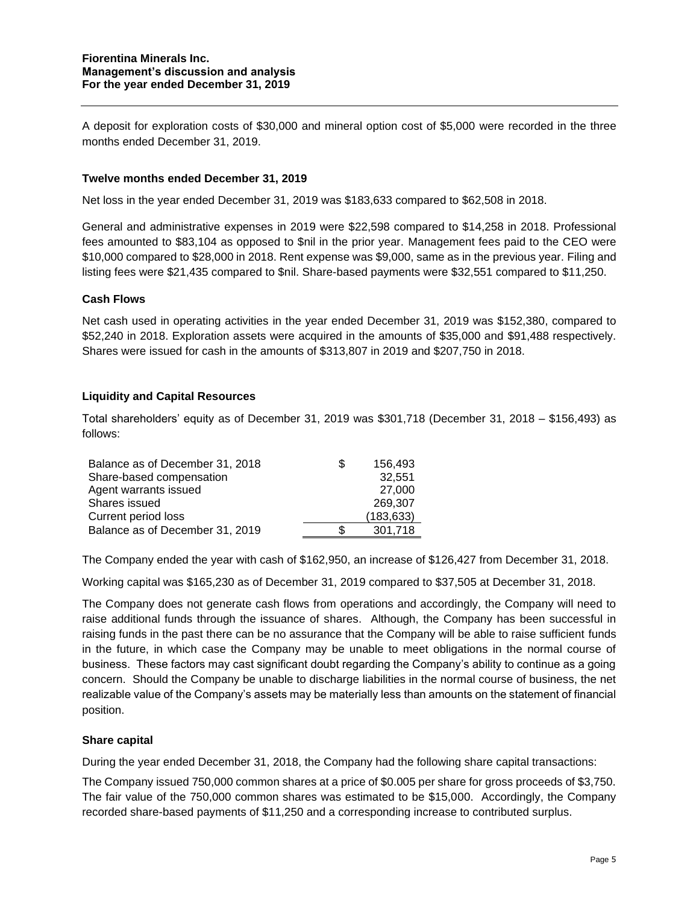A deposit for exploration costs of $30,000 and mineral option cost of $5,000 were recorded in the three months ended December 31, 2019.

### Twelve months ended December 31, 2019

Net loss in the year ended December 31, 2019 was $183,633 compared to $62,508 in 2018.

General and administrative expenses in 2019 were $22,598 compared to $14,258 in 2018. Professional fees amounted to $83,104 as opposed to $nil in the prior year. Management fees paid to the CEO were $10,000 compared to $28,000 in 2018. Rent expense was $9,000, same as in the previous year. Filing and listing fees were $21,435 compared to $nil. Share-based payments were $32,551 compared to $11,250.

### Cash Flows

Net cash used in operating activities in the year ended December 31, 2019 was $152,380, compared to $52,240 in 2018. Exploration assets were acquired in the amounts of $35,000 and $91,488 respectively. Shares were issued for cash in the amounts of $313,807 in 2019 and $207,750 in 2018.

### Liquidity and Capital Resources

Total shareholders' equity as of December 31, 2019 was $301,718 (December 31, 2018 – $156,493) as follows:

| | | |
|---|---|---|
| Balance as of December 31, 2018 | $ | 156,493 |
| Share-based compensation | | 32,551 |
| Agent warrants issued | | 27,000 |
| Shares issued | | 269,307 |
| Current period loss | | (183,633) |
| Balance as of December 31, 2019 | $ | 301,718 |

The Company ended the year with cash of $162,950, an increase of $126,427 from December 31, 2018.

Working capital was $165,230 as of December 31, 2019 compared to $37,505 at December 31, 2018.

The Company does not generate cash flows from operations and accordingly, the Company will need to raise additional funds through the issuance of shares. Although, the Company has been successful in raising funds in the past there can be no assurance that the Company will be able to raise sufficient funds in the future, in which case the Company may be unable to meet obligations in the normal course of business. These factors may cast significant doubt regarding the Company's ability to continue as a going concern. Should the Company be unable to discharge liabilities in the normal course of business, the net realizable value of the Company's assets may be materially less than amounts on the statement of financial position.

### Share capital

During the year ended December 31, 2018, the Company had the following share capital transactions:

The Company issued 750,000 common shares at a price of $0.005 per share for gross proceeds of $3,750. The fair value of the 750,000 common shares was estimated to be $15,000. Accordingly, the Company recorded share-based payments of $11,250 and a corresponding increase to contributed surplus.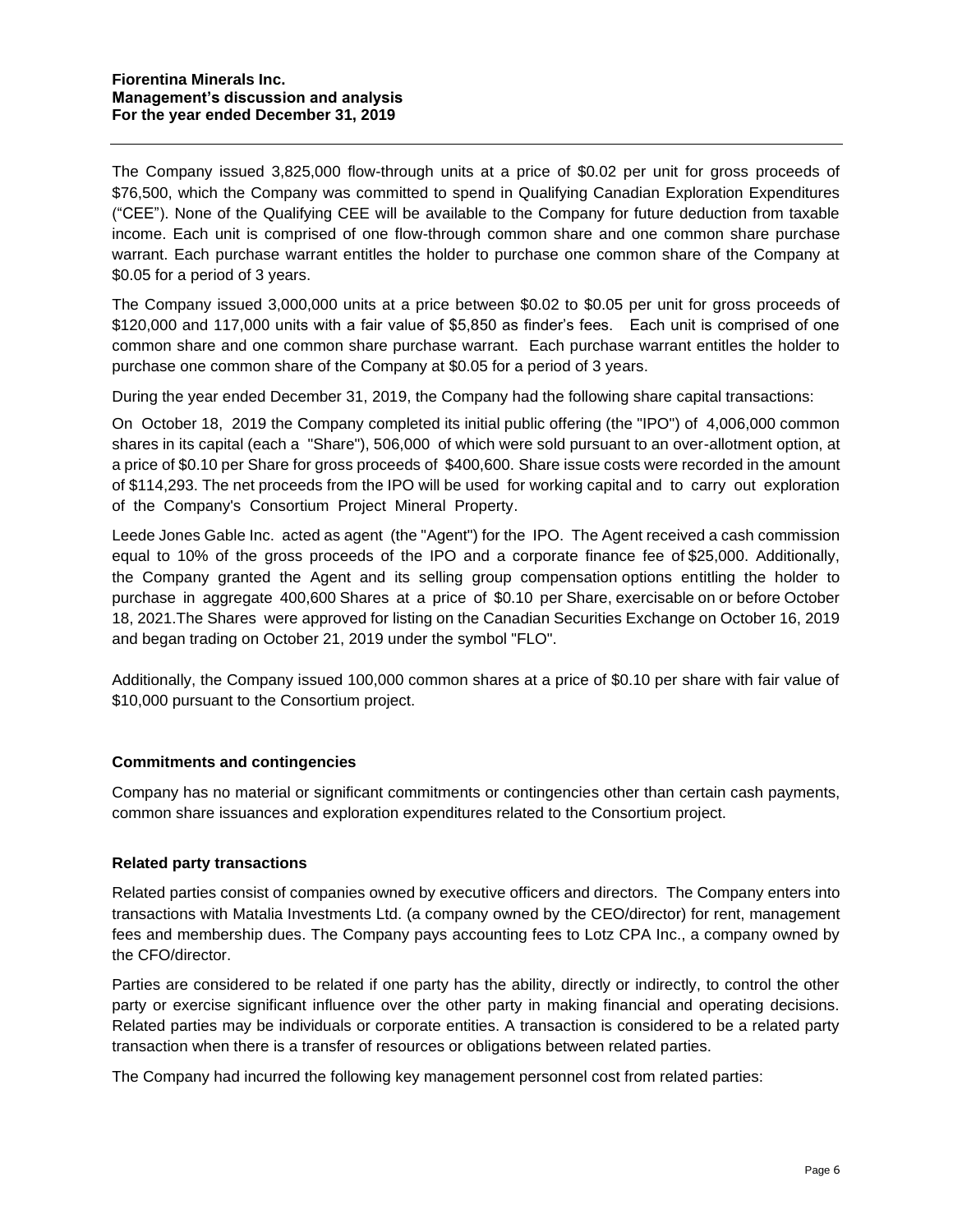The Company issued 3,825,000 flow-through units at a price of $0.02 per unit for gross proceeds of $76,500, which the Company was committed to spend in Qualifying Canadian Exploration Expenditures ("CEE"). None of the Qualifying CEE will be available to the Company for future deduction from taxable income. Each unit is comprised of one flow-through common share and one common share purchase warrant. Each purchase warrant entitles the holder to purchase one common share of the Company at $0.05 for a period of 3 years.

The Company issued 3,000,000 units at a price between $0.02 to $0.05 per unit for gross proceeds of $120,000 and 117,000 units with a fair value of $5,850 as finder's fees. Each unit is comprised of one common share and one common share purchase warrant. Each purchase warrant entitles the holder to purchase one common share of the Company at $0.05 for a period of 3 years.

During the year ended December 31, 2019, the Company had the following share capital transactions:

On October 18, 2019 the Company completed its initial public offering (the "IPO") of 4,006,000 common shares in its capital (each a "Share"), 506,000 of which were sold pursuant to an over-allotment option, at a price of $0.10 per Share for gross proceeds of $400,600. Share issue costs were recorded in the amount of $114,293. The net proceeds from the IPO will be used for working capital and to carry out exploration of the Company's Consortium Project Mineral Property.

Leede Jones Gable Inc. acted as agent (the "Agent") for the IPO. The Agent received a cash commission equal to 10% of the gross proceeds of the IPO and a corporate finance fee of $25,000. Additionally, the Company granted the Agent and its selling group compensation options entitling the holder to purchase in aggregate 400,600 Shares at a price of $0.10 per Share, exercisable on or before October 18, 2021.The Shares were approved for listing on the Canadian Securities Exchange on October 16, 2019 and began trading on October 21, 2019 under the symbol "FLO".

Additionally, the Company issued 100,000 common shares at a price of $0.10 per share with fair value of $10,000 pursuant to the Consortium project.

## Commitments and contingencies

Company has no material or significant commitments or contingencies other than certain cash payments, common share issuances and exploration expenditures related to the Consortium project.

## Related party transactions

Related parties consist of companies owned by executive officers and directors. The Company enters into transactions with Matalia Investments Ltd. (a company owned by the CEO/director) for rent, management fees and membership dues. The Company pays accounting fees to Lotz CPA Inc., a company owned by the CFO/director.

Parties are considered to be related if one party has the ability, directly or indirectly, to control the other party or exercise significant influence over the other party in making financial and operating decisions. Related parties may be individuals or corporate entities. A transaction is considered to be a related party transaction when there is a transfer of resources or obligations between related parties.

The Company had incurred the following key management personnel cost from related parties: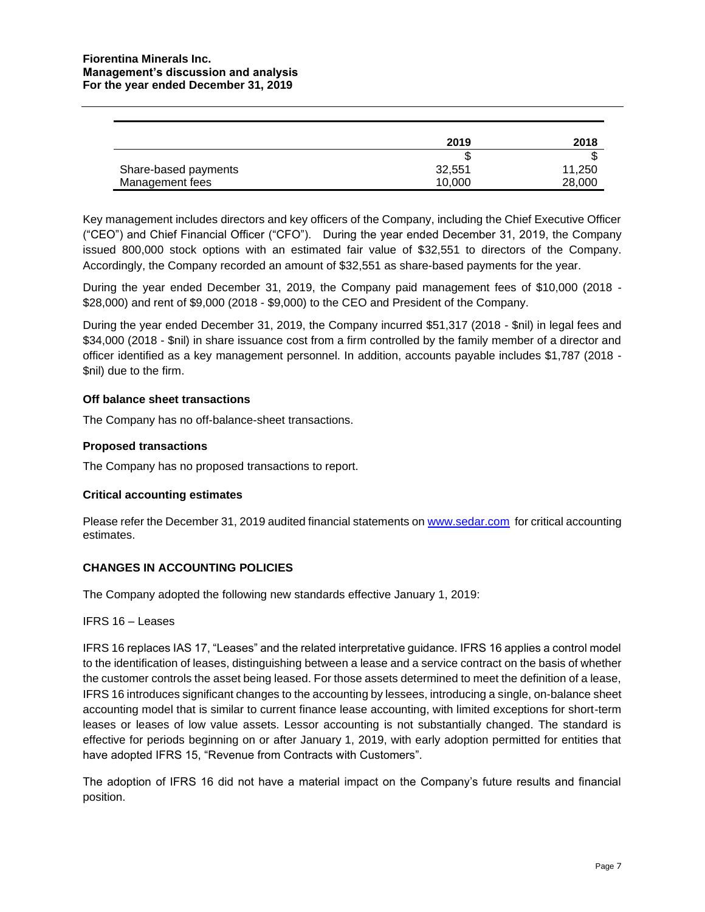| | 2019 | 2018 |
|---|---|---|
| | $ | $ |
| Share-based payments | 32,551 | 11,250 |
| Management fees | 10,000 | 28,000 |

Key management includes directors and key officers of the Company, including the Chief Executive Officer ("CEO") and Chief Financial Officer ("CFO"). During the year ended December 31, 2019, the Company issued 800,000 stock options with an estimated fair value of $32,551 to directors of the Company. Accordingly, the Company recorded an amount of $32,551 as share-based payments for the year.

During the year ended December 31, 2019, the Company paid management fees of $10,000 (2018 - $28,000) and rent of $9,000 (2018 - $9,000) to the CEO and President of the Company.

During the year ended December 31, 2019, the Company incurred $51,317 (2018 - $nil) in legal fees and $34,000 (2018 - $nil) in share issuance cost from a firm controlled by the family member of a director and officer identified as a key management personnel. In addition, accounts payable includes $1,787 (2018 - $nil) due to the firm.

### Off balance sheet transactions

The Company has no off-balance-sheet transactions.

### Proposed transactions

The Company has no proposed transactions to report.

### Critical accounting estimates

Please refer the December 31, 2019 audited financial statements on www.sedar.com for critical accounting estimates.

## CHANGES IN ACCOUNTING POLICIES

The Company adopted the following new standards effective January 1, 2019:

IFRS 16 – Leases

IFRS 16 replaces IAS 17, "Leases" and the related interpretative guidance. IFRS 16 applies a control model to the identification of leases, distinguishing between a lease and a service contract on the basis of whether the customer controls the asset being leased. For those assets determined to meet the definition of a lease, IFRS 16 introduces significant changes to the accounting by lessees, introducing a single, on-balance sheet accounting model that is similar to current finance lease accounting, with limited exceptions for short-term leases or leases of low value assets. Lessor accounting is not substantially changed. The standard is effective for periods beginning on or after January 1, 2019, with early adoption permitted for entities that have adopted IFRS 15, "Revenue from Contracts with Customers".

The adoption of IFRS 16 did not have a material impact on the Company's future results and financial position.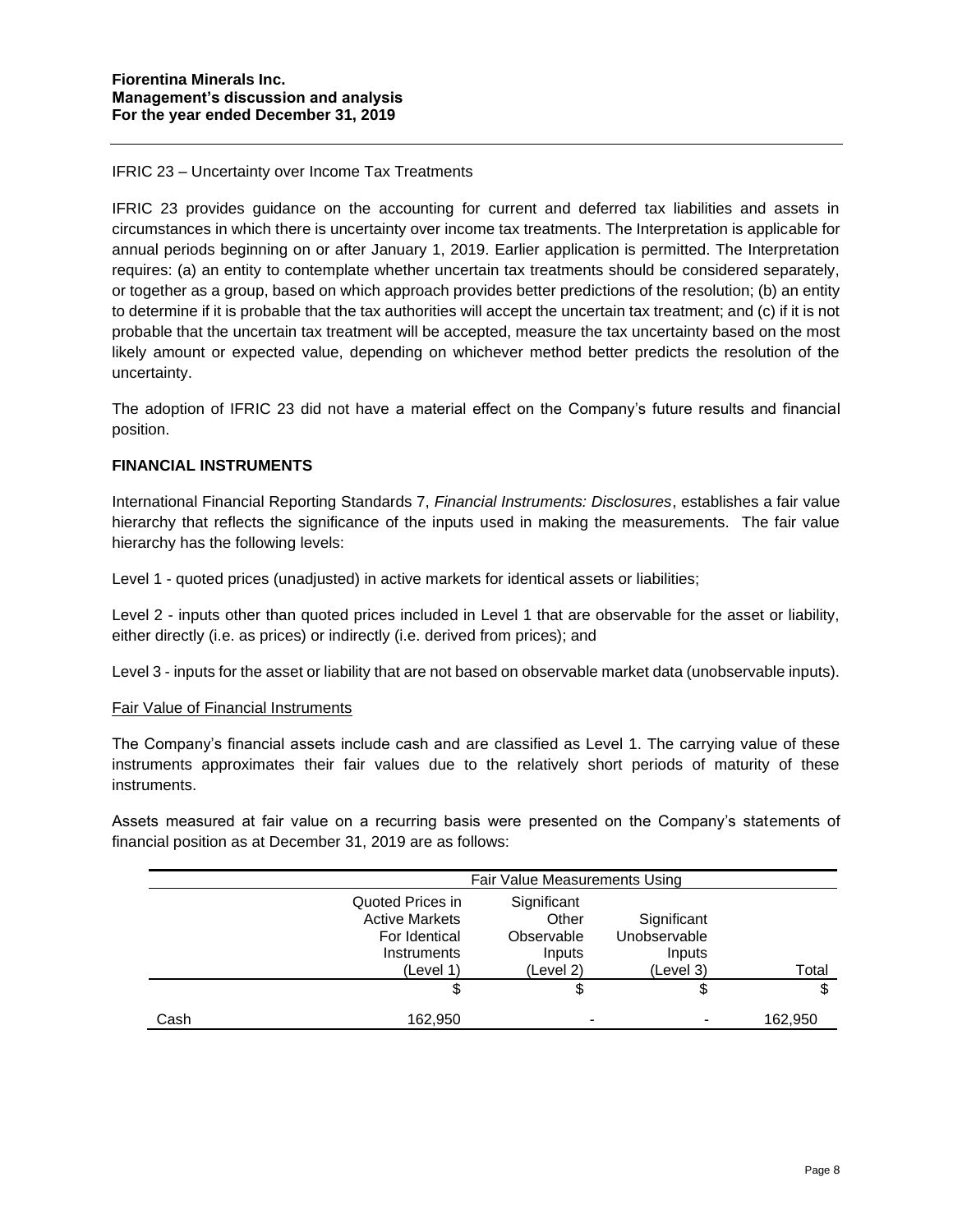IFRIC 23 – Uncertainty over Income Tax Treatments

IFRIC 23 provides guidance on the accounting for current and deferred tax liabilities and assets in circumstances in which there is uncertainty over income tax treatments. The Interpretation is applicable for annual periods beginning on or after January 1, 2019. Earlier application is permitted. The Interpretation requires: (a) an entity to contemplate whether uncertain tax treatments should be considered separately, or together as a group, based on which approach provides better predictions of the resolution; (b) an entity to determine if it is probable that the tax authorities will accept the uncertain tax treatment; and (c) if it is not probable that the uncertain tax treatment will be accepted, measure the tax uncertainty based on the most likely amount or expected value, depending on whichever method better predicts the resolution of the uncertainty.

The adoption of IFRIC 23 did not have a material effect on the Company's future results and financial position.

## FINANCIAL INSTRUMENTS

International Financial Reporting Standards 7, *Financial Instruments: Disclosures*, establishes a fair value hierarchy that reflects the significance of the inputs used in making the measurements. The fair value hierarchy has the following levels:

Level 1 - quoted prices (unadjusted) in active markets for identical assets or liabilities;

Level 2 - inputs other than quoted prices included in Level 1 that are observable for the asset or liability, either directly (i.e. as prices) or indirectly (i.e. derived from prices); and

Level 3 - inputs for the asset or liability that are not based on observable market data (unobservable inputs).

Fair Value of Financial Instruments

The Company's financial assets include cash and are classified as Level 1. The carrying value of these instruments approximates their fair values due to the relatively short periods of maturity of these instruments.

Assets measured at fair value on a recurring basis were presented on the Company's statements of financial position as at December 31, 2019 are as follows:

| | Fair Value Measurements Using | | | |
|---|---|---|---|---|
| | Quoted Prices in Active Markets For Identical Instruments (Level 1) | Significant Other Observable Inputs (Level 2) | Significant Unobservable Inputs (Level 3) | Total |
| | $ | $ | $ | $ |
| Cash | 162,950 | - | - | 162,950 |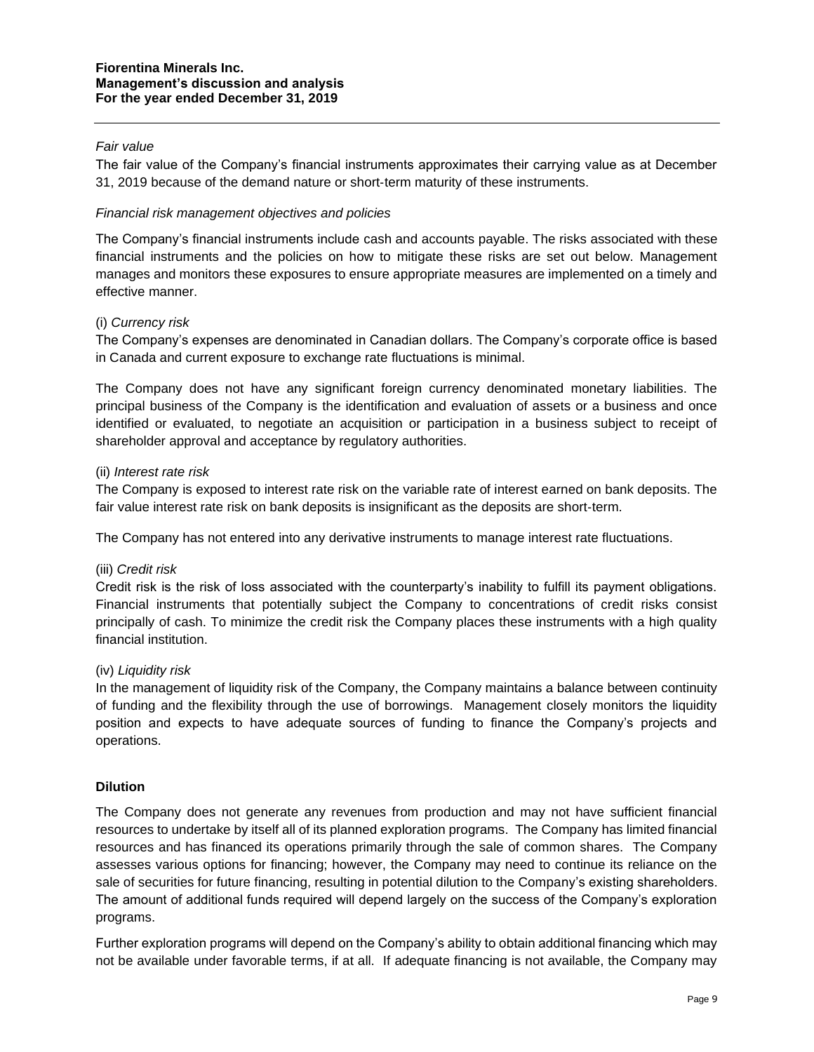*Fair value*

The fair value of the Company's financial instruments approximates their carrying value as at December 31, 2019 because of the demand nature or short-term maturity of these instruments.

*Financial risk management objectives and policies*

The Company's financial instruments include cash and accounts payable. The risks associated with these financial instruments and the policies on how to mitigate these risks are set out below. Management manages and monitors these exposures to ensure appropriate measures are implemented on a timely and effective manner.

(i) *Currency risk*

The Company's expenses are denominated in Canadian dollars. The Company's corporate office is based in Canada and current exposure to exchange rate fluctuations is minimal.

The Company does not have any significant foreign currency denominated monetary liabilities. The principal business of the Company is the identification and evaluation of assets or a business and once identified or evaluated, to negotiate an acquisition or participation in a business subject to receipt of shareholder approval and acceptance by regulatory authorities.

(ii) *Interest rate risk*

The Company is exposed to interest rate risk on the variable rate of interest earned on bank deposits. The fair value interest rate risk on bank deposits is insignificant as the deposits are short-term.

The Company has not entered into any derivative instruments to manage interest rate fluctuations.

(iii) *Credit risk*

Credit risk is the risk of loss associated with the counterparty's inability to fulfill its payment obligations. Financial instruments that potentially subject the Company to concentrations of credit risks consist principally of cash. To minimize the credit risk the Company places these instruments with a high quality financial institution.

(iv) *Liquidity risk*

In the management of liquidity risk of the Company, the Company maintains a balance between continuity of funding and the flexibility through the use of borrowings. Management closely monitors the liquidity position and expects to have adequate sources of funding to finance the Company's projects and operations.

**Dilution**

The Company does not generate any revenues from production and may not have sufficient financial resources to undertake by itself all of its planned exploration programs. The Company has limited financial resources and has financed its operations primarily through the sale of common shares. The Company assesses various options for financing; however, the Company may need to continue its reliance on the sale of securities for future financing, resulting in potential dilution to the Company's existing shareholders. The amount of additional funds required will depend largely on the success of the Company's exploration programs.

Further exploration programs will depend on the Company's ability to obtain additional financing which may not be available under favorable terms, if at all. If adequate financing is not available, the Company may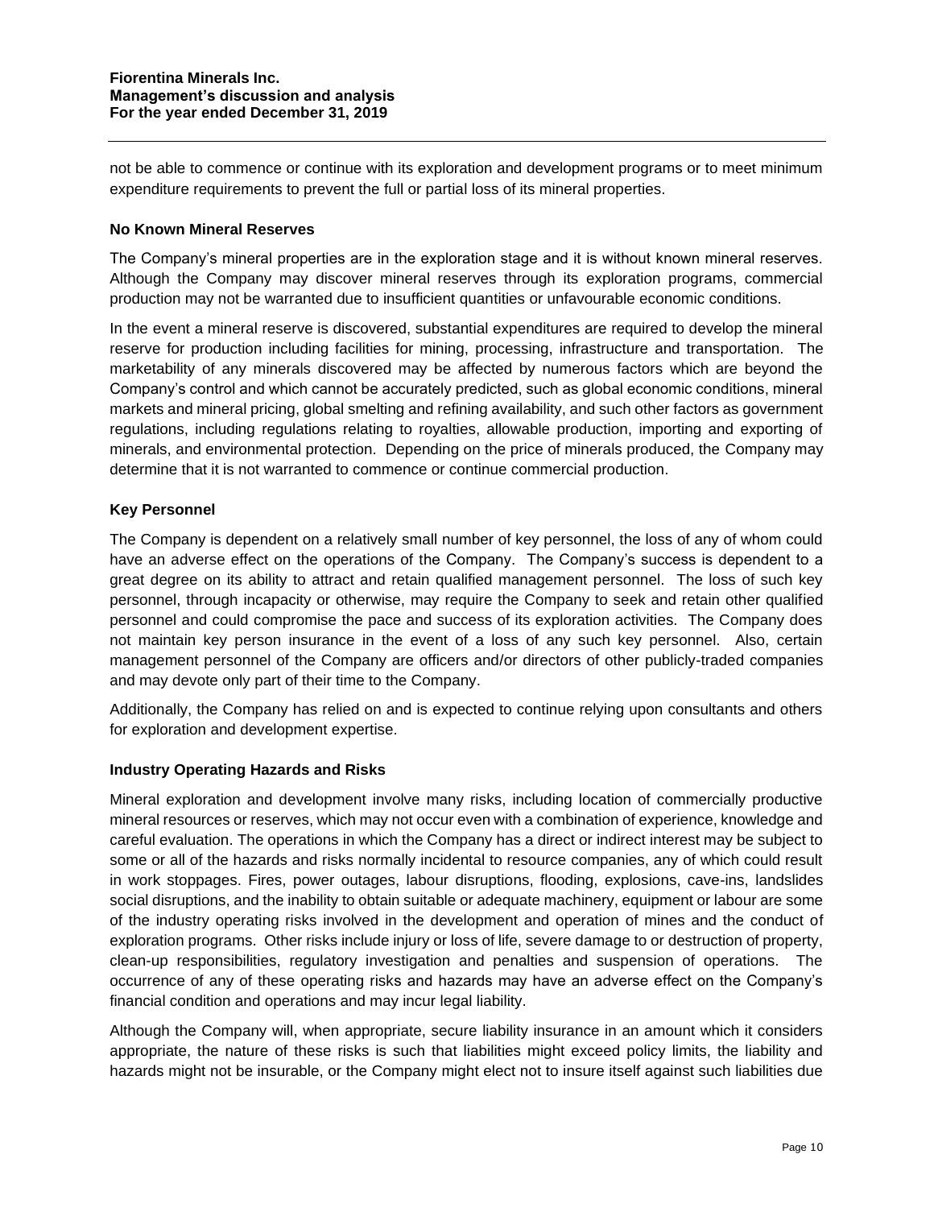not be able to commence or continue with its exploration and development programs or to meet minimum expenditure requirements to prevent the full or partial loss of its mineral properties.

### No Known Mineral Reserves

The Company's mineral properties are in the exploration stage and it is without known mineral reserves. Although the Company may discover mineral reserves through its exploration programs, commercial production may not be warranted due to insufficient quantities or unfavourable economic conditions.

In the event a mineral reserve is discovered, substantial expenditures are required to develop the mineral reserve for production including facilities for mining, processing, infrastructure and transportation. The marketability of any minerals discovered may be affected by numerous factors which are beyond the Company's control and which cannot be accurately predicted, such as global economic conditions, mineral markets and mineral pricing, global smelting and refining availability, and such other factors as government regulations, including regulations relating to royalties, allowable production, importing and exporting of minerals, and environmental protection. Depending on the price of minerals produced, the Company may determine that it is not warranted to commence or continue commercial production.

### Key Personnel

The Company is dependent on a relatively small number of key personnel, the loss of any of whom could have an adverse effect on the operations of the Company. The Company's success is dependent to a great degree on its ability to attract and retain qualified management personnel. The loss of such key personnel, through incapacity or otherwise, may require the Company to seek and retain other qualified personnel and could compromise the pace and success of its exploration activities. The Company does not maintain key person insurance in the event of a loss of any such key personnel. Also, certain management personnel of the Company are officers and/or directors of other publicly-traded companies and may devote only part of their time to the Company.

Additionally, the Company has relied on and is expected to continue relying upon consultants and others for exploration and development expertise.

### Industry Operating Hazards and Risks

Mineral exploration and development involve many risks, including location of commercially productive mineral resources or reserves, which may not occur even with a combination of experience, knowledge and careful evaluation. The operations in which the Company has a direct or indirect interest may be subject to some or all of the hazards and risks normally incidental to resource companies, any of which could result in work stoppages. Fires, power outages, labour disruptions, flooding, explosions, cave-ins, landslides social disruptions, and the inability to obtain suitable or adequate machinery, equipment or labour are some of the industry operating risks involved in the development and operation of mines and the conduct of exploration programs. Other risks include injury or loss of life, severe damage to or destruction of property, clean-up responsibilities, regulatory investigation and penalties and suspension of operations. The occurrence of any of these operating risks and hazards may have an adverse effect on the Company's financial condition and operations and may incur legal liability.

Although the Company will, when appropriate, secure liability insurance in an amount which it considers appropriate, the nature of these risks is such that liabilities might exceed policy limits, the liability and hazards might not be insurable, or the Company might elect not to insure itself against such liabilities due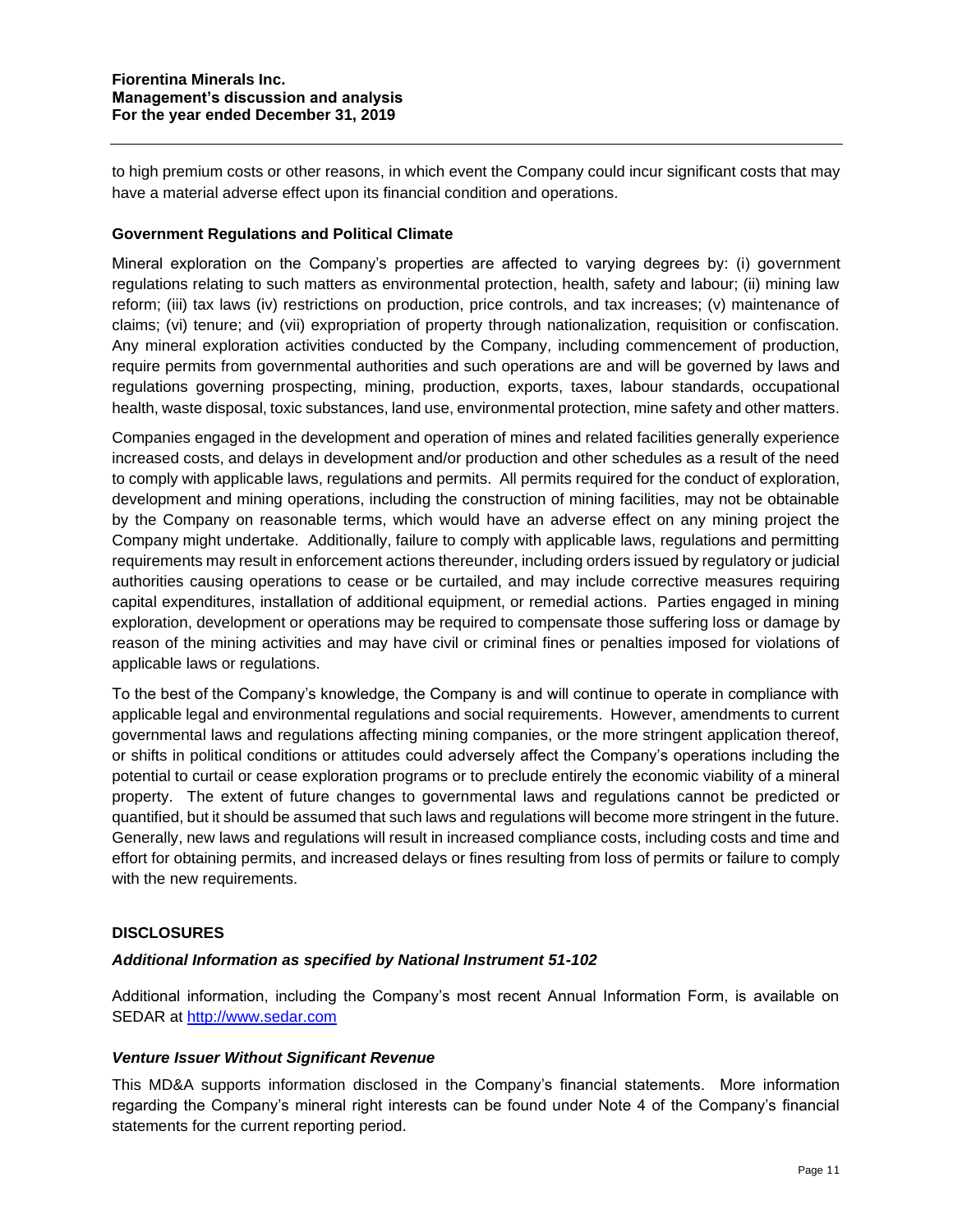to high premium costs or other reasons, in which event the Company could incur significant costs that may have a material adverse effect upon its financial condition and operations.

### Government Regulations and Political Climate

Mineral exploration on the Company's properties are affected to varying degrees by: (i) government regulations relating to such matters as environmental protection, health, safety and labour; (ii) mining law reform; (iii) tax laws (iv) restrictions on production, price controls, and tax increases; (v) maintenance of claims; (vi) tenure; and (vii) expropriation of property through nationalization, requisition or confiscation. Any mineral exploration activities conducted by the Company, including commencement of production, require permits from governmental authorities and such operations are and will be governed by laws and regulations governing prospecting, mining, production, exports, taxes, labour standards, occupational health, waste disposal, toxic substances, land use, environmental protection, mine safety and other matters.

Companies engaged in the development and operation of mines and related facilities generally experience increased costs, and delays in development and/or production and other schedules as a result of the need to comply with applicable laws, regulations and permits. All permits required for the conduct of exploration, development and mining operations, including the construction of mining facilities, may not be obtainable by the Company on reasonable terms, which would have an adverse effect on any mining project the Company might undertake. Additionally, failure to comply with applicable laws, regulations and permitting requirements may result in enforcement actions thereunder, including orders issued by regulatory or judicial authorities causing operations to cease or be curtailed, and may include corrective measures requiring capital expenditures, installation of additional equipment, or remedial actions. Parties engaged in mining exploration, development or operations may be required to compensate those suffering loss or damage by reason of the mining activities and may have civil or criminal fines or penalties imposed for violations of applicable laws or regulations.

To the best of the Company's knowledge, the Company is and will continue to operate in compliance with applicable legal and environmental regulations and social requirements. However, amendments to current governmental laws and regulations affecting mining companies, or the more stringent application thereof, or shifts in political conditions or attitudes could adversely affect the Company's operations including the potential to curtail or cease exploration programs or to preclude entirely the economic viability of a mineral property. The extent of future changes to governmental laws and regulations cannot be predicted or quantified, but it should be assumed that such laws and regulations will become more stringent in the future. Generally, new laws and regulations will result in increased compliance costs, including costs and time and effort for obtaining permits, and increased delays or fines resulting from loss of permits or failure to comply with the new requirements.

## DISCLOSURES

### *Additional Information as specified by National Instrument 51-102*

Additional information, including the Company's most recent Annual Information Form, is available on SEDAR at http://www.sedar.com

### *Venture Issuer Without Significant Revenue*

This MD&A supports information disclosed in the Company's financial statements. More information regarding the Company's mineral right interests can be found under Note 4 of the Company's financial statements for the current reporting period.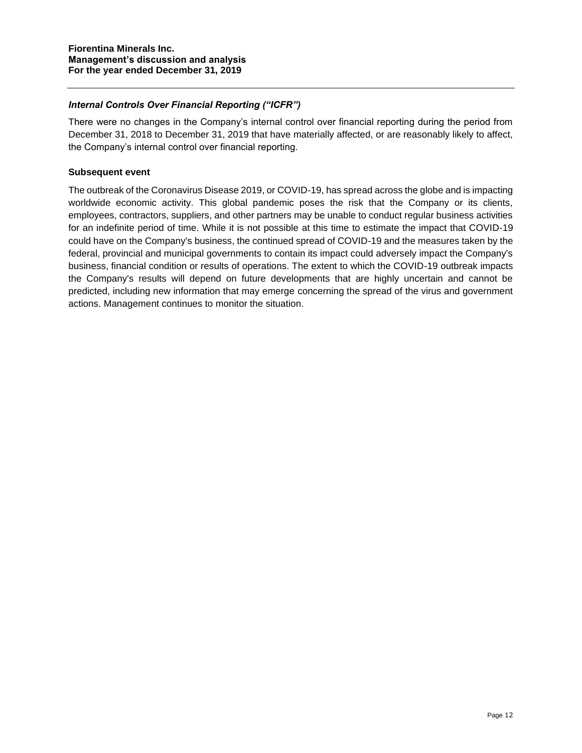### *Internal Controls Over Financial Reporting ("ICFR")*

There were no changes in the Company's internal control over financial reporting during the period from December 31, 2018 to December 31, 2019 that have materially affected, or are reasonably likely to affect, the Company's internal control over financial reporting.

### Subsequent event

The outbreak of the Coronavirus Disease 2019, or COVID-19, has spread across the globe and is impacting worldwide economic activity. This global pandemic poses the risk that the Company or its clients, employees, contractors, suppliers, and other partners may be unable to conduct regular business activities for an indefinite period of time. While it is not possible at this time to estimate the impact that COVID-19 could have on the Company's business, the continued spread of COVID-19 and the measures taken by the federal, provincial and municipal governments to contain its impact could adversely impact the Company's business, financial condition or results of operations. The extent to which the COVID-19 outbreak impacts the Company's results will depend on future developments that are highly uncertain and cannot be predicted, including new information that may emerge concerning the spread of the virus and government actions. Management continues to monitor the situation.